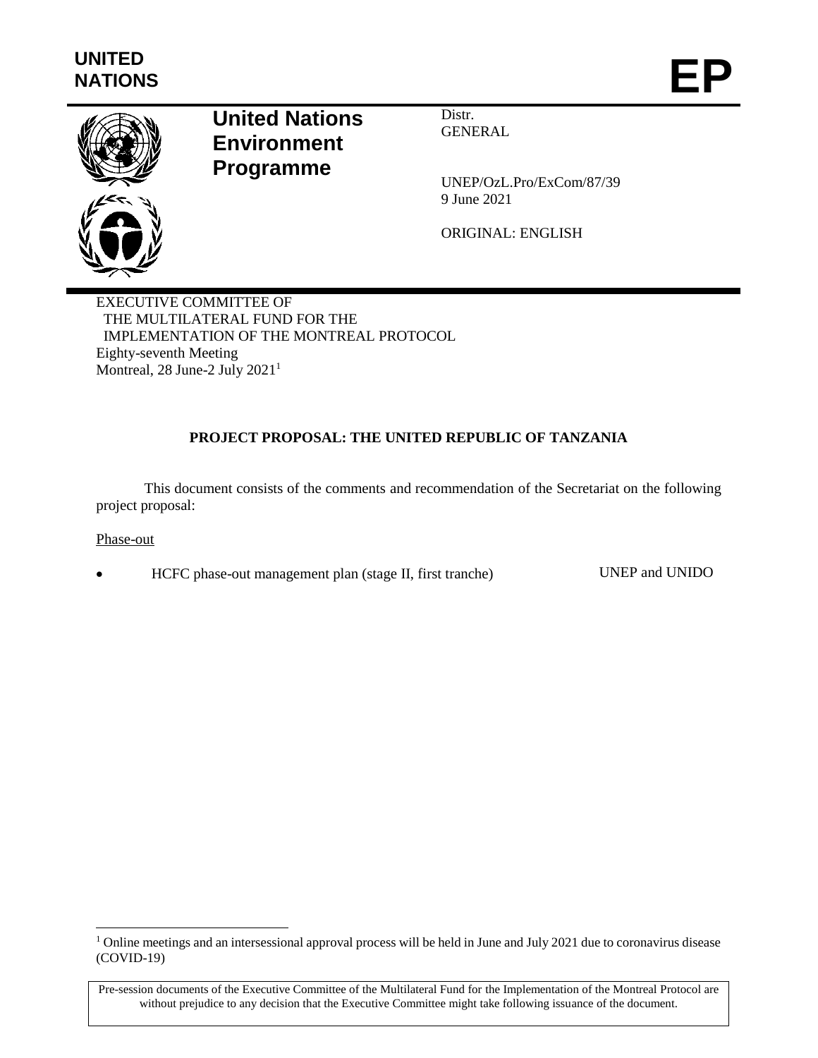UNITED NATIONS

# EP

**United Nations Environment Programme**

Distr.
GENERAL

UNEP/OzL.Pro/ExCom/87/39
9 June 2021

ORIGINAL: ENGLISH

EXECUTIVE COMMITTEE OF
THE MULTILATERAL FUND FOR THE
IMPLEMENTATION OF THE MONTREAL PROTOCOL
Eighty-seventh Meeting
Montreal, 28 June-2 July 2021[1]

## PROJECT PROPOSAL: THE UNITED REPUBLIC OF TANZANIA

This document consists of the comments and recommendation of the Secretariat on the following project proposal:

Phase-out

- HCFC phase-out management plan (stage II, first tranche) UNEP and UNIDO

[1] Online meetings and an intersessional approval process will be held in June and July 2021 due to coronavirus disease (COVID-19)

Pre-session documents of the Executive Committee of the Multilateral Fund for the Implementation of the Montreal Protocol are without prejudice to any decision that the Executive Committee might take following issuance of the document.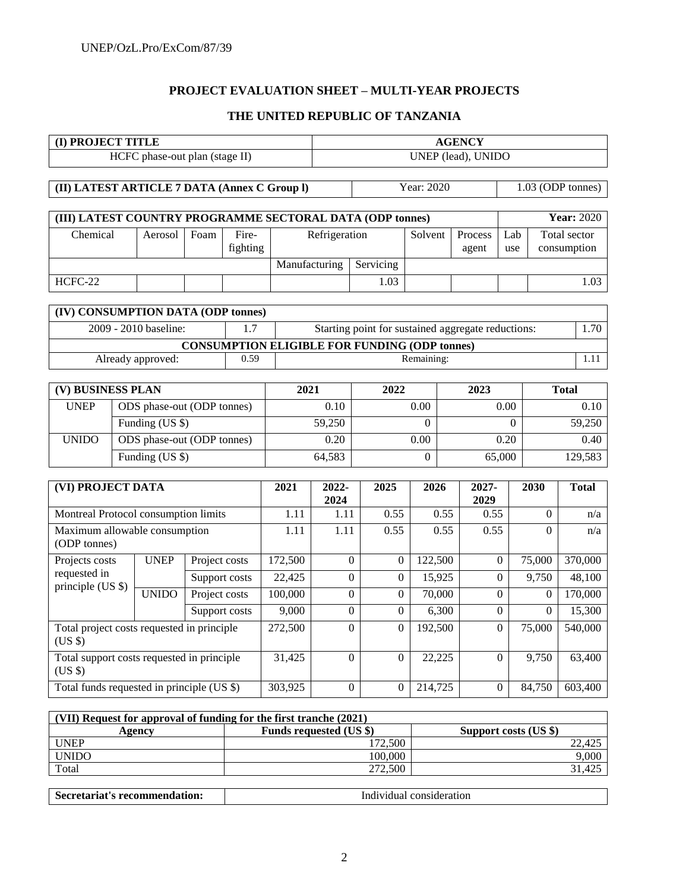## PROJECT EVALUATION SHEET – MULTI-YEAR PROJECTS

## THE UNITED REPUBLIC OF TANZANIA

| **(I) PROJECT TITLE** | **AGENCY** |
|---|---|
| HCFC phase-out plan (stage II) | UNEP (lead), UNIDO |

| **(II) LATEST ARTICLE 7 DATA (Annex C Group l)** | Year: 2020 | 1.03 (ODP tonnes) |
|---|---|---|

| **(III) LATEST COUNTRY PROGRAMME SECTORAL DATA (ODP tonnes)** | | | | | | | | | | **Year:** 2020 |
|---|---|---|---|---|---|---|---|---|---|---|
| Chemical | Aerosol | Foam | Fire-fighting | Refrigeration | | Solvent | Process agent | Lab use | Total sector consumption |
| | | | | Manufacturing | Servicing | | | | |
| HCFC-22 | | | | | 1.03 | | | | 1.03 |

| **(IV) CONSUMPTION DATA (ODP tonnes)** | | | |
|---|---|---|---|
| 2009 - 2010 baseline: | 1.7 | Starting point for sustained aggregate reductions: | 1.70 |
| **CONSUMPTION ELIGIBLE FOR FUNDING (ODP tonnes)** | | | |
| Already approved: | 0.59 | Remaining: | 1.11 |

| **(V) BUSINESS PLAN** | | **2021** | **2022** | **2023** | **Total** |
|---|---|---|---|---|---|
| UNEP | ODS phase-out (ODP tonnes) | 0.10 | 0.00 | 0.00 | 0.10 |
| | Funding (US $) | 59,250 | 0 | 0 | 59,250 |
| UNIDO | ODS phase-out (ODP tonnes) | 0.20 | 0.00 | 0.20 | 0.40 |
| | Funding (US $) | 64,583 | 0 | 65,000 | 129,583 |

| **(VI) PROJECT DATA** | | | **2021** | **2022-2024** | **2025** | **2026** | **2027-2029** | **2030** | **Total** |
|---|---|---|---|---|---|---|---|---|---|
| Montreal Protocol consumption limits | | | 1.11 | 1.11 | 0.55 | 0.55 | 0.55 | 0 | n/a |
| Maximum allowable consumption (ODP tonnes) | | | 1.11 | 1.11 | 0.55 | 0.55 | 0.55 | 0 | n/a |
| Projects costs requested in principle (US $) | UNEP | Project costs | 172,500 | 0 | 0 | 122,500 | 0 | 75,000 | 370,000 |
| | | Support costs | 22,425 | 0 | 0 | 15,925 | 0 | 9,750 | 48,100 |
| | UNIDO | Project costs | 100,000 | 0 | 0 | 70,000 | 0 | 0 | 170,000 |
| | | Support costs | 9,000 | 0 | 0 | 6,300 | 0 | 0 | 15,300 |
| Total project costs requested in principle (US $) | | | 272,500 | 0 | 0 | 192,500 | 0 | 75,000 | 540,000 |
| Total support costs requested in principle (US $) | | | 31,425 | 0 | 0 | 22,225 | 0 | 9,750 | 63,400 |
| Total funds requested in principle (US $) | | | 303,925 | 0 | 0 | 214,725 | 0 | 84,750 | 603,400 |

| **(VII) Request for approval of funding for the first tranche (2021)** | | |
|---|---|---|
| **Agency** | **Funds requested (US $)** | **Support costs (US $)** |
| UNEP | 172,500 | 22,425 |
| UNIDO | 100,000 | 9,000 |
| Total | 272,500 | 31,425 |

| **Secretariat's recommendation:** | Individual consideration |
|---|---|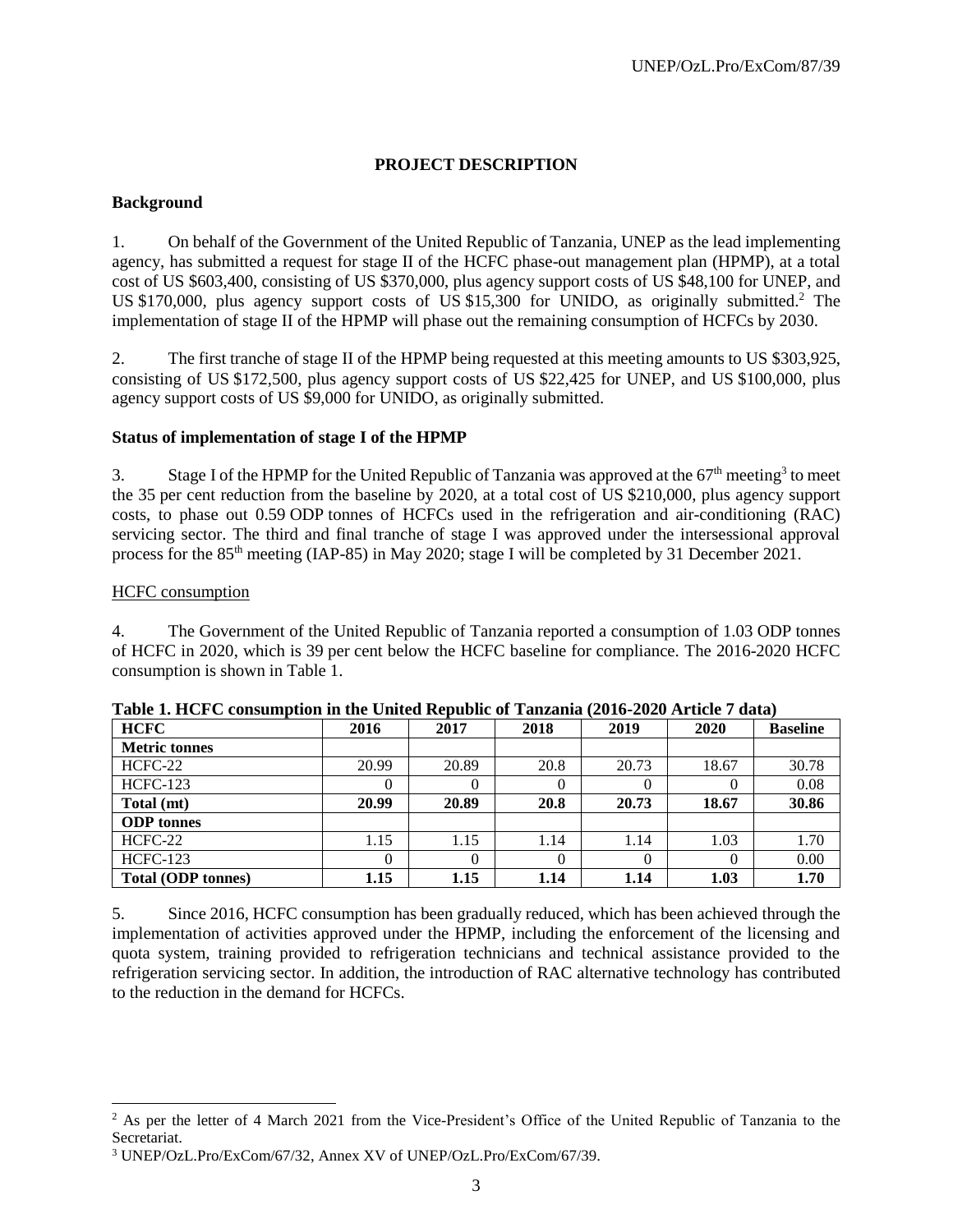## PROJECT DESCRIPTION

### Background

1. On behalf of the Government of the United Republic of Tanzania, UNEP as the lead implementing agency, has submitted a request for stage II of the HCFC phase-out management plan (HPMP), at a total cost of US $603,400, consisting of US $370,000, plus agency support costs of US $48,100 for UNEP, and US $170,000, plus agency support costs of US $15,300 for UNIDO, as originally submitted.[2] The implementation of stage II of the HPMP will phase out the remaining consumption of HCFCs by 2030.

2. The first tranche of stage II of the HPMP being requested at this meeting amounts to US $303,925, consisting of US $172,500, plus agency support costs of US $22,425 for UNEP, and US $100,000, plus agency support costs of US $9,000 for UNIDO, as originally submitted.

### Status of implementation of stage I of the HPMP

3. Stage I of the HPMP for the United Republic of Tanzania was approved at the 67th meeting[3] to meet the 35 per cent reduction from the baseline by 2020, at a total cost of US $210,000, plus agency support costs, to phase out 0.59 ODP tonnes of HCFCs used in the refrigeration and air-conditioning (RAC) servicing sector. The third and final tranche of stage I was approved under the intersessional approval process for the 85th meeting (IAP-85) in May 2020; stage I will be completed by 31 December 2021.

#### HCFC consumption

4. The Government of the United Republic of Tanzania reported a consumption of 1.03 ODP tonnes of HCFC in 2020, which is 39 per cent below the HCFC baseline for compliance. The 2016-2020 HCFC consumption is shown in Table 1.

**Table 1. HCFC consumption in the United Republic of Tanzania (2016-2020 Article 7 data)**

| HCFC | 2016 | 2017 | 2018 | 2019 | 2020 | Baseline |
|---|---|---|---|---|---|---|
| **Metric tonnes** | | | | | | |
| HCFC-22 | 20.99 | 20.89 | 20.8 | 20.73 | 18.67 | 30.78 |
| HCFC-123 | 0 | 0 | 0 | 0 | 0 | 0.08 |
| **Total (mt)** | **20.99** | **20.89** | **20.8** | **20.73** | **18.67** | **30.86** |
| **ODP tonnes** | | | | | | |
| HCFC-22 | 1.15 | 1.15 | 1.14 | 1.14 | 1.03 | 1.70 |
| HCFC-123 | 0 | 0 | 0 | 0 | 0 | 0.00 |
| **Total (ODP tonnes)** | **1.15** | **1.15** | **1.14** | **1.14** | **1.03** | **1.70** |

5. Since 2016, HCFC consumption has been gradually reduced, which has been achieved through the implementation of activities approved under the HPMP, including the enforcement of the licensing and quota system, training provided to refrigeration technicians and technical assistance provided to the refrigeration servicing sector. In addition, the introduction of RAC alternative technology has contributed to the reduction in the demand for HCFCs.

---

[2] As per the letter of 4 March 2021 from the Vice-President's Office of the United Republic of Tanzania to the Secretariat.

[3] UNEP/OzL.Pro/ExCom/67/32, Annex XV of UNEP/OzL.Pro/ExCom/67/39.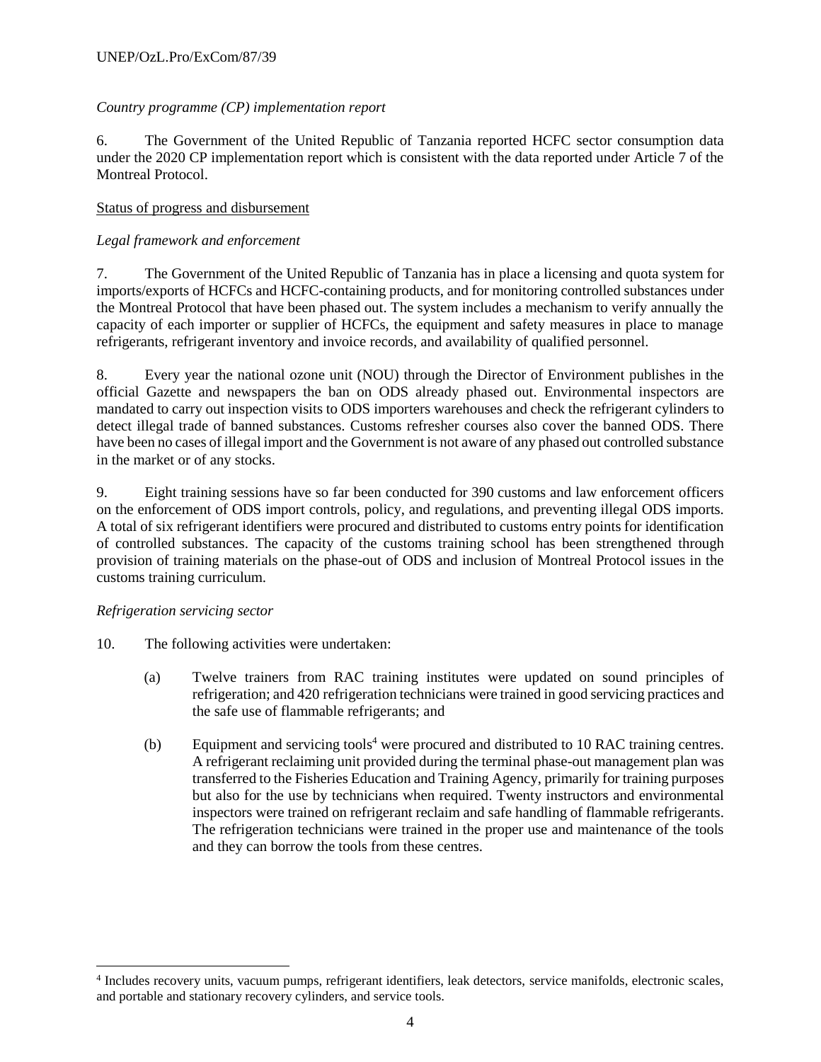*Country programme (CP) implementation report*

6. The Government of the United Republic of Tanzania reported HCFC sector consumption data under the 2020 CP implementation report which is consistent with the data reported under Article 7 of the Montreal Protocol.

Status of progress and disbursement

*Legal framework and enforcement*

7. The Government of the United Republic of Tanzania has in place a licensing and quota system for imports/exports of HCFCs and HCFC-containing products, and for monitoring controlled substances under the Montreal Protocol that have been phased out. The system includes a mechanism to verify annually the capacity of each importer or supplier of HCFCs, the equipment and safety measures in place to manage refrigerants, refrigerant inventory and invoice records, and availability of qualified personnel.

8. Every year the national ozone unit (NOU) through the Director of Environment publishes in the official Gazette and newspapers the ban on ODS already phased out. Environmental inspectors are mandated to carry out inspection visits to ODS importers warehouses and check the refrigerant cylinders to detect illegal trade of banned substances. Customs refresher courses also cover the banned ODS. There have been no cases of illegal import and the Government is not aware of any phased out controlled substance in the market or of any stocks.

9. Eight training sessions have so far been conducted for 390 customs and law enforcement officers on the enforcement of ODS import controls, policy, and regulations, and preventing illegal ODS imports. A total of six refrigerant identifiers were procured and distributed to customs entry points for identification of controlled substances. The capacity of the customs training school has been strengthened through provision of training materials on the phase-out of ODS and inclusion of Montreal Protocol issues in the customs training curriculum.

*Refrigeration servicing sector*

10. The following activities were undertaken:

(a) Twelve trainers from RAC training institutes were updated on sound principles of refrigeration; and 420 refrigeration technicians were trained in good servicing practices and the safe use of flammable refrigerants; and

(b) Equipment and servicing tools[4] were procured and distributed to 10 RAC training centres. A refrigerant reclaiming unit provided during the terminal phase-out management plan was transferred to the Fisheries Education and Training Agency, primarily for training purposes but also for the use by technicians when required. Twenty instructors and environmental inspectors were trained on refrigerant reclaim and safe handling of flammable refrigerants. The refrigeration technicians were trained in the proper use and maintenance of the tools and they can borrow the tools from these centres.

[4] Includes recovery units, vacuum pumps, refrigerant identifiers, leak detectors, service manifolds, electronic scales, and portable and stationary recovery cylinders, and service tools.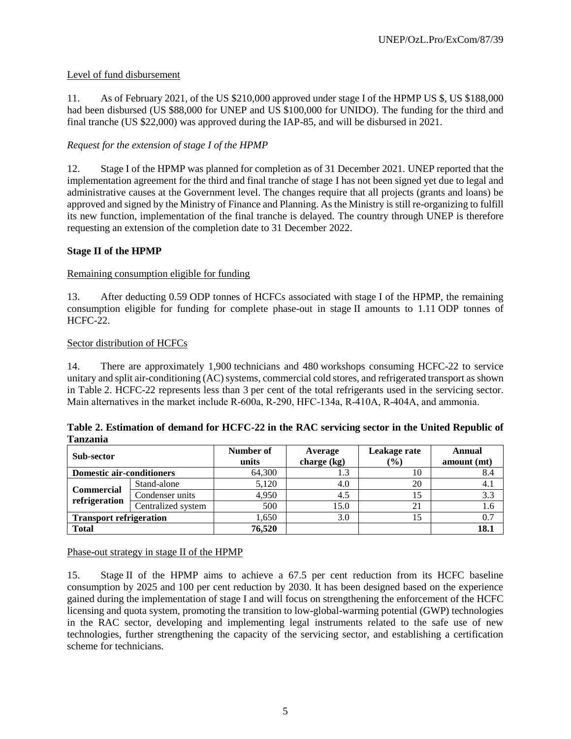Level of fund disbursement

11. As of February 2021, of the US $210,000 approved under stage I of the HPMP US $, US $188,000 had been disbursed (US $88,000 for UNEP and US $100,000 for UNIDO). The funding for the third and final tranche (US $22,000) was approved during the IAP-85, and will be disbursed in 2021.

*Request for the extension of stage I of the HPMP*

12. Stage I of the HPMP was planned for completion as of 31 December 2021. UNEP reported that the implementation agreement for the third and final tranche of stage I has not been signed yet due to legal and administrative causes at the Government level. The changes require that all projects (grants and loans) be approved and signed by the Ministry of Finance and Planning. As the Ministry is still re-organizing to fulfill its new function, implementation of the final tranche is delayed. The country through UNEP is therefore requesting an extension of the completion date to 31 December 2022.

**Stage II of the HPMP**

Remaining consumption eligible for funding

13. After deducting 0.59 ODP tonnes of HCFCs associated with stage I of the HPMP, the remaining consumption eligible for funding for complete phase-out in stage II amounts to 1.11 ODP tonnes of HCFC-22.

Sector distribution of HCFCs

14. There are approximately 1,900 technicians and 480 workshops consuming HCFC-22 to service unitary and split air-conditioning (AC) systems, commercial cold stores, and refrigerated transport as shown in Table 2. HCFC-22 represents less than 3 per cent of the total refrigerants used in the servicing sector. Main alternatives in the market include R-600a, R-290, HFC-134a, R-410A, R-404A, and ammonia.

**Table 2. Estimation of demand for HCFC-22 in the RAC servicing sector in the United Republic of Tanzania**

| Sub-sector | | Number of units | Average charge (kg) | Leakage rate (%) | Annual amount (mt) |
|---|---|---|---|---|---|
| **Domestic air-conditioners** | | 64,300 | 1.3 | 10 | 8.4 |
| **Commercial refrigeration** | Stand-alone | 5,120 | 4.0 | 20 | 4.1 |
| | Condenser units | 4,950 | 4.5 | 15 | 3.3 |
| | Centralized system | 500 | 15.0 | 21 | 1.6 |
| **Transport refrigeration** | | 1,650 | 3.0 | 15 | 0.7 |
| **Total** | | **76,520** | | | **18.1** |

Phase-out strategy in stage II of the HPMP

15. Stage II of the HPMP aims to achieve a 67.5 per cent reduction from its HCFC baseline consumption by 2025 and 100 per cent reduction by 2030. It has been designed based on the experience gained during the implementation of stage I and will focus on strengthening the enforcement of the HCFC licensing and quota system, promoting the transition to low-global-warming potential (GWP) technologies in the RAC sector, developing and implementing legal instruments related to the safe use of new technologies, further strengthening the capacity of the servicing sector, and establishing a certification scheme for technicians.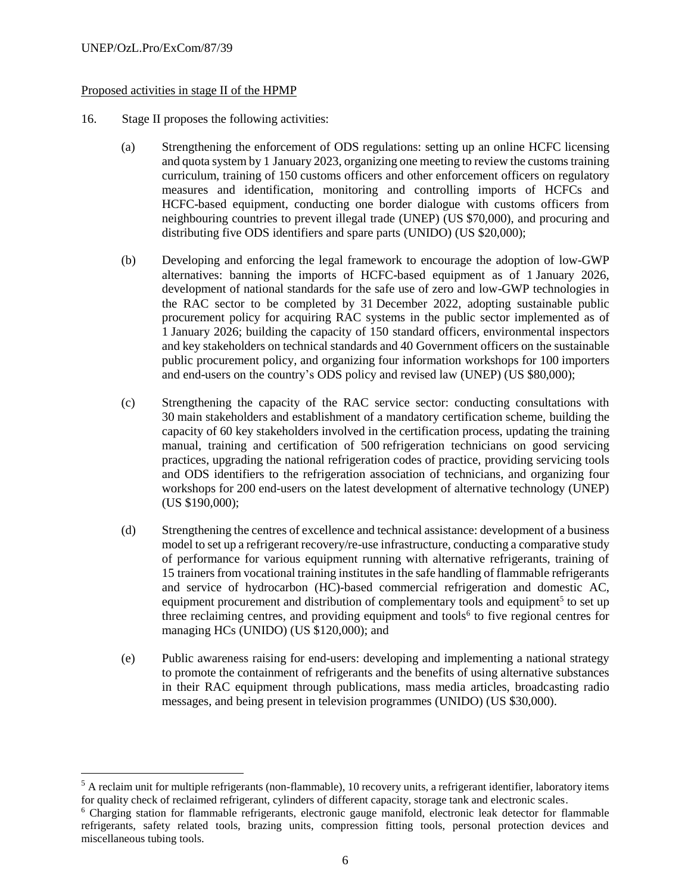Proposed activities in stage II of the HPMP

16. Stage II proposes the following activities:

(a) Strengthening the enforcement of ODS regulations: setting up an online HCFC licensing and quota system by 1 January 2023, organizing one meeting to review the customs training curriculum, training of 150 customs officers and other enforcement officers on regulatory measures and identification, monitoring and controlling imports of HCFCs and HCFC-based equipment, conducting one border dialogue with customs officers from neighbouring countries to prevent illegal trade (UNEP) (US $70,000), and procuring and distributing five ODS identifiers and spare parts (UNIDO) (US $20,000);

(b) Developing and enforcing the legal framework to encourage the adoption of low-GWP alternatives: banning the imports of HCFC-based equipment as of 1 January 2026, development of national standards for the safe use of zero and low-GWP technologies in the RAC sector to be completed by 31 December 2022, adopting sustainable public procurement policy for acquiring RAC systems in the public sector implemented as of 1 January 2026; building the capacity of 150 standard officers, environmental inspectors and key stakeholders on technical standards and 40 Government officers on the sustainable public procurement policy, and organizing four information workshops for 100 importers and end-users on the country's ODS policy and revised law (UNEP) (US $80,000);

(c) Strengthening the capacity of the RAC service sector: conducting consultations with 30 main stakeholders and establishment of a mandatory certification scheme, building the capacity of 60 key stakeholders involved in the certification process, updating the training manual, training and certification of 500 refrigeration technicians on good servicing practices, upgrading the national refrigeration codes of practice, providing servicing tools and ODS identifiers to the refrigeration association of technicians, and organizing four workshops for 200 end-users on the latest development of alternative technology (UNEP) (US $190,000);

(d) Strengthening the centres of excellence and technical assistance: development of a business model to set up a refrigerant recovery/re-use infrastructure, conducting a comparative study of performance for various equipment running with alternative refrigerants, training of 15 trainers from vocational training institutes in the safe handling of flammable refrigerants and service of hydrocarbon (HC)-based commercial refrigeration and domestic AC, equipment procurement and distribution of complementary tools and equipment[5] to set up three reclaiming centres, and providing equipment and tools[6] to five regional centres for managing HCs (UNIDO) (US $120,000); and

(e) Public awareness raising for end-users: developing and implementing a national strategy to promote the containment of refrigerants and the benefits of using alternative substances in their RAC equipment through publications, mass media articles, broadcasting radio messages, and being present in television programmes (UNIDO) (US $30,000).

---

[5] A reclaim unit for multiple refrigerants (non-flammable), 10 recovery units, a refrigerant identifier, laboratory items for quality check of reclaimed refrigerant, cylinders of different capacity, storage tank and electronic scales.

[6] Charging station for flammable refrigerants, electronic gauge manifold, electronic leak detector for flammable refrigerants, safety related tools, brazing units, compression fitting tools, personal protection devices and miscellaneous tubing tools.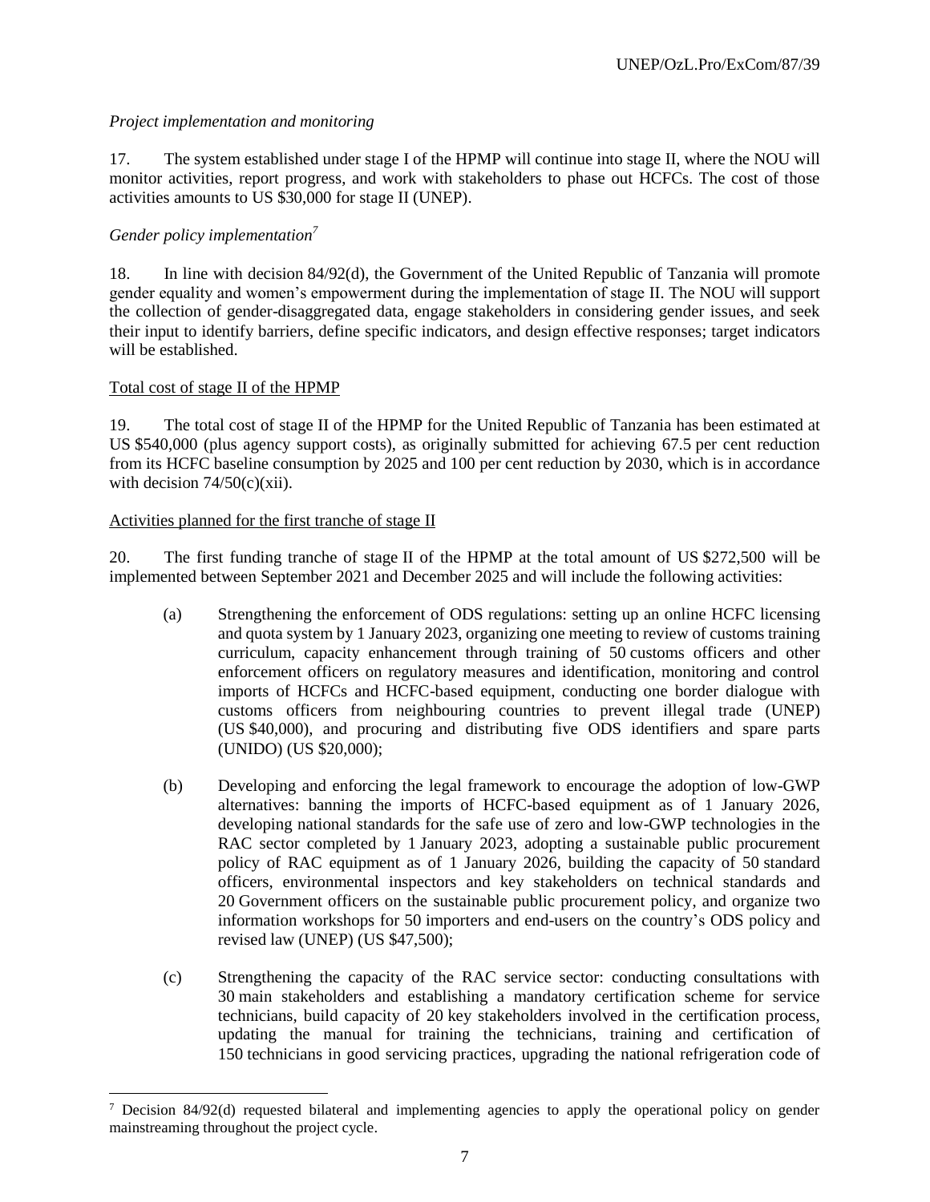*Project implementation and monitoring*

17. The system established under stage I of the HPMP will continue into stage II, where the NOU will monitor activities, report progress, and work with stakeholders to phase out HCFCs. The cost of those activities amounts to US $30,000 for stage II (UNEP).

*Gender policy implementation*[7]

18. In line with decision 84/92(d), the Government of the United Republic of Tanzania will promote gender equality and women's empowerment during the implementation of stage II. The NOU will support the collection of gender-disaggregated data, engage stakeholders in considering gender issues, and seek their input to identify barriers, define specific indicators, and design effective responses; target indicators will be established.

Total cost of stage II of the HPMP

19. The total cost of stage II of the HPMP for the United Republic of Tanzania has been estimated at US $540,000 (plus agency support costs), as originally submitted for achieving 67.5 per cent reduction from its HCFC baseline consumption by 2025 and 100 per cent reduction by 2030, which is in accordance with decision 74/50(c)(xii).

Activities planned for the first tranche of stage II

20. The first funding tranche of stage II of the HPMP at the total amount of US $272,500 will be implemented between September 2021 and December 2025 and will include the following activities:

(a) Strengthening the enforcement of ODS regulations: setting up an online HCFC licensing and quota system by 1 January 2023, organizing one meeting to review of customs training curriculum, capacity enhancement through training of 50 customs officers and other enforcement officers on regulatory measures and identification, monitoring and control imports of HCFCs and HCFC-based equipment, conducting one border dialogue with customs officers from neighbouring countries to prevent illegal trade (UNEP) (US $40,000), and procuring and distributing five ODS identifiers and spare parts (UNIDO) (US $20,000);

(b) Developing and enforcing the legal framework to encourage the adoption of low-GWP alternatives: banning the imports of HCFC-based equipment as of 1 January 2026, developing national standards for the safe use of zero and low-GWP technologies in the RAC sector completed by 1 January 2023, adopting a sustainable public procurement policy of RAC equipment as of 1 January 2026, building the capacity of 50 standard officers, environmental inspectors and key stakeholders on technical standards and 20 Government officers on the sustainable public procurement policy, and organize two information workshops for 50 importers and end-users on the country's ODS policy and revised law (UNEP) (US $47,500);

(c) Strengthening the capacity of the RAC service sector: conducting consultations with 30 main stakeholders and establishing a mandatory certification scheme for service technicians, build capacity of 20 key stakeholders involved in the certification process, updating the manual for training the technicians, training and certification of 150 technicians in good servicing practices, upgrading the national refrigeration code of

---

[7] Decision 84/92(d) requested bilateral and implementing agencies to apply the operational policy on gender mainstreaming throughout the project cycle.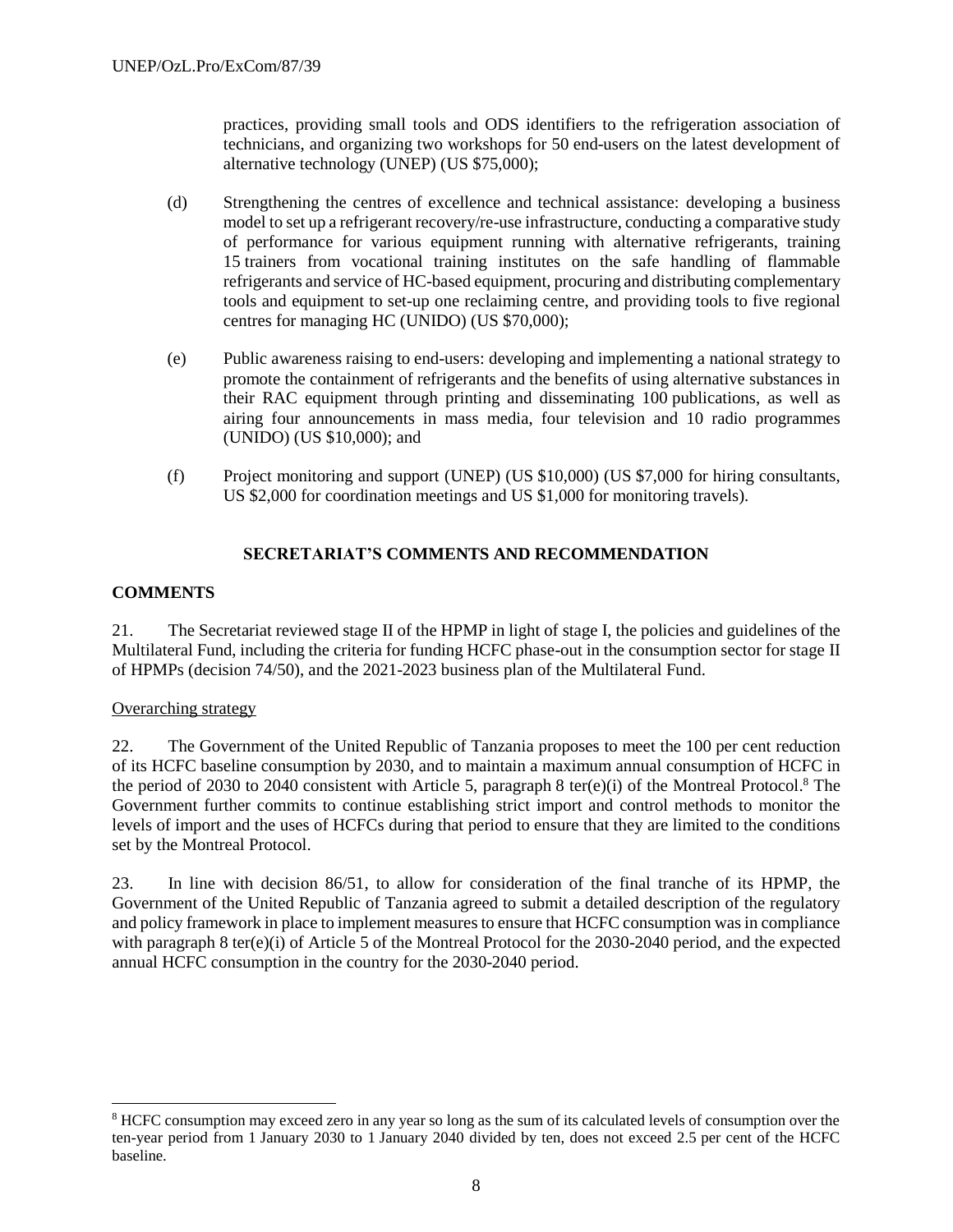practices, providing small tools and ODS identifiers to the refrigeration association of technicians, and organizing two workshops for 50 end-users on the latest development of alternative technology (UNEP) (US $75,000);

(d) Strengthening the centres of excellence and technical assistance: developing a business model to set up a refrigerant recovery/re-use infrastructure, conducting a comparative study of performance for various equipment running with alternative refrigerants, training 15 trainers from vocational training institutes on the safe handling of flammable refrigerants and service of HC-based equipment, procuring and distributing complementary tools and equipment to set-up one reclaiming centre, and providing tools to five regional centres for managing HC (UNIDO) (US $70,000);

(e) Public awareness raising to end-users: developing and implementing a national strategy to promote the containment of refrigerants and the benefits of using alternative substances in their RAC equipment through printing and disseminating 100 publications, as well as airing four announcements in mass media, four television and 10 radio programmes (UNIDO) (US $10,000); and

(f) Project monitoring and support (UNEP) (US $10,000) (US $7,000 for hiring consultants, US $2,000 for coordination meetings and US $1,000 for monitoring travels).

## SECRETARIAT'S COMMENTS AND RECOMMENDATION

### COMMENTS

21. The Secretariat reviewed stage II of the HPMP in light of stage I, the policies and guidelines of the Multilateral Fund, including the criteria for funding HCFC phase-out in the consumption sector for stage II of HPMPs (decision 74/50), and the 2021-2023 business plan of the Multilateral Fund.

Overarching strategy

22. The Government of the United Republic of Tanzania proposes to meet the 100 per cent reduction of its HCFC baseline consumption by 2030, and to maintain a maximum annual consumption of HCFC in the period of 2030 to 2040 consistent with Article 5, paragraph 8 ter(e)(i) of the Montreal Protocol.[8] The Government further commits to continue establishing strict import and control methods to monitor the levels of import and the uses of HCFCs during that period to ensure that they are limited to the conditions set by the Montreal Protocol.

23. In line with decision 86/51, to allow for consideration of the final tranche of its HPMP, the Government of the United Republic of Tanzania agreed to submit a detailed description of the regulatory and policy framework in place to implement measures to ensure that HCFC consumption was in compliance with paragraph 8 ter(e)(i) of Article 5 of the Montreal Protocol for the 2030-2040 period, and the expected annual HCFC consumption in the country for the 2030-2040 period.

[8] HCFC consumption may exceed zero in any year so long as the sum of its calculated levels of consumption over the ten-year period from 1 January 2030 to 1 January 2040 divided by ten, does not exceed 2.5 per cent of the HCFC baseline.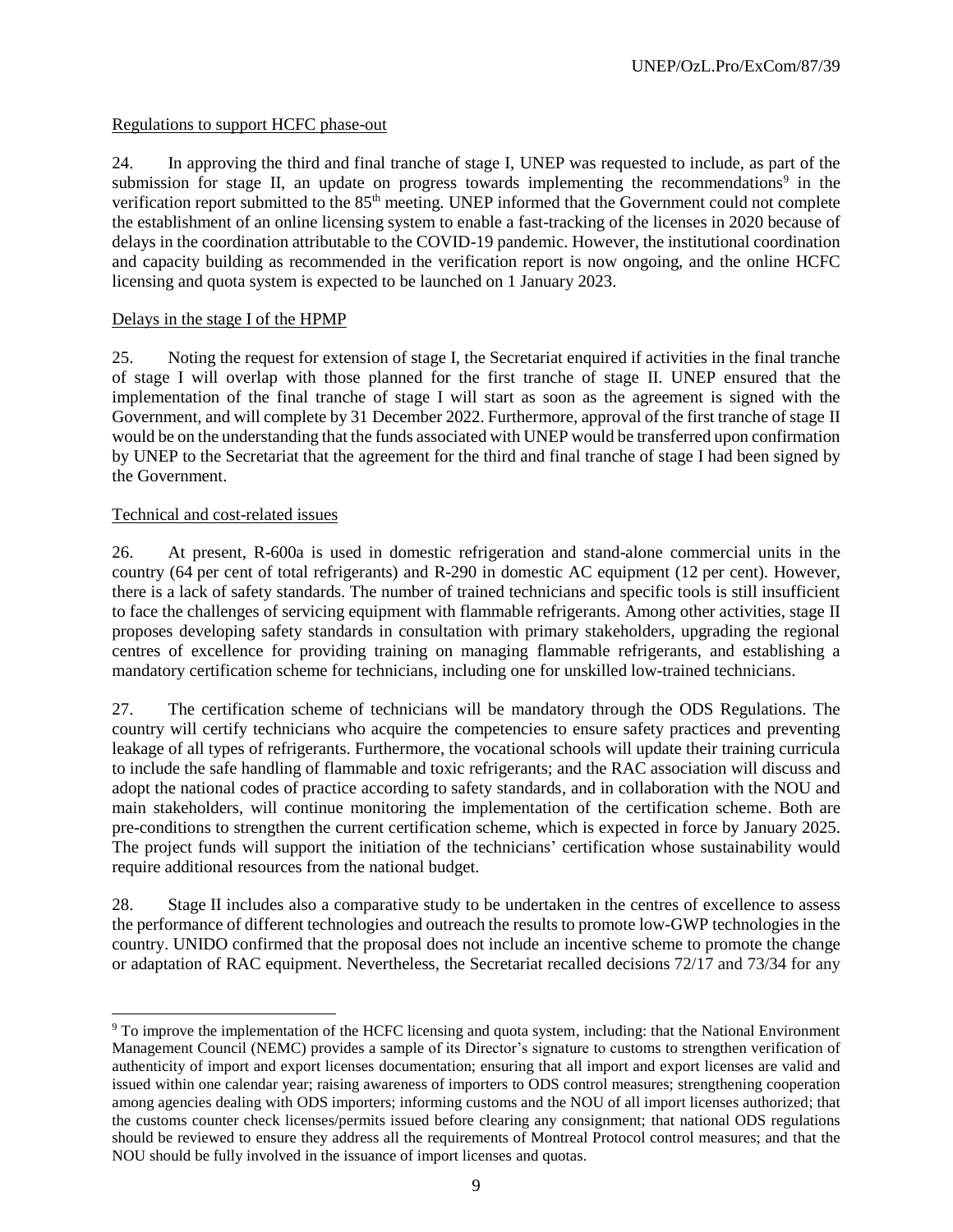Regulations to support HCFC phase-out

24. In approving the third and final tranche of stage I, UNEP was requested to include, as part of the submission for stage II, an update on progress towards implementing the recommendations[9] in the verification report submitted to the 85th meeting. UNEP informed that the Government could not complete the establishment of an online licensing system to enable a fast-tracking of the licenses in 2020 because of delays in the coordination attributable to the COVID-19 pandemic. However, the institutional coordination and capacity building as recommended in the verification report is now ongoing, and the online HCFC licensing and quota system is expected to be launched on 1 January 2023.

Delays in the stage I of the HPMP

25. Noting the request for extension of stage I, the Secretariat enquired if activities in the final tranche of stage I will overlap with those planned for the first tranche of stage II. UNEP ensured that the implementation of the final tranche of stage I will start as soon as the agreement is signed with the Government, and will complete by 31 December 2022. Furthermore, approval of the first tranche of stage II would be on the understanding that the funds associated with UNEP would be transferred upon confirmation by UNEP to the Secretariat that the agreement for the third and final tranche of stage I had been signed by the Government.

Technical and cost-related issues

26. At present, R-600a is used in domestic refrigeration and stand-alone commercial units in the country (64 per cent of total refrigerants) and R-290 in domestic AC equipment (12 per cent). However, there is a lack of safety standards. The number of trained technicians and specific tools is still insufficient to face the challenges of servicing equipment with flammable refrigerants. Among other activities, stage II proposes developing safety standards in consultation with primary stakeholders, upgrading the regional centres of excellence for providing training on managing flammable refrigerants, and establishing a mandatory certification scheme for technicians, including one for unskilled low-trained technicians.

27. The certification scheme of technicians will be mandatory through the ODS Regulations. The country will certify technicians who acquire the competencies to ensure safety practices and preventing leakage of all types of refrigerants. Furthermore, the vocational schools will update their training curricula to include the safe handling of flammable and toxic refrigerants; and the RAC association will discuss and adopt the national codes of practice according to safety standards, and in collaboration with the NOU and main stakeholders, will continue monitoring the implementation of the certification scheme. Both are pre-conditions to strengthen the current certification scheme, which is expected in force by January 2025. The project funds will support the initiation of the technicians' certification whose sustainability would require additional resources from the national budget.

28. Stage II includes also a comparative study to be undertaken in the centres of excellence to assess the performance of different technologies and outreach the results to promote low-GWP technologies in the country. UNIDO confirmed that the proposal does not include an incentive scheme to promote the change or adaptation of RAC equipment. Nevertheless, the Secretariat recalled decisions 72/17 and 73/34 for any

[9] To improve the implementation of the HCFC licensing and quota system, including: that the National Environment Management Council (NEMC) provides a sample of its Director's signature to customs to strengthen verification of authenticity of import and export licenses documentation; ensuring that all import and export licenses are valid and issued within one calendar year; raising awareness of importers to ODS control measures; strengthening cooperation among agencies dealing with ODS importers; informing customs and the NOU of all import licenses authorized; that the customs counter check licenses/permits issued before clearing any consignment; that national ODS regulations should be reviewed to ensure they address all the requirements of Montreal Protocol control measures; and that the NOU should be fully involved in the issuance of import licenses and quotas.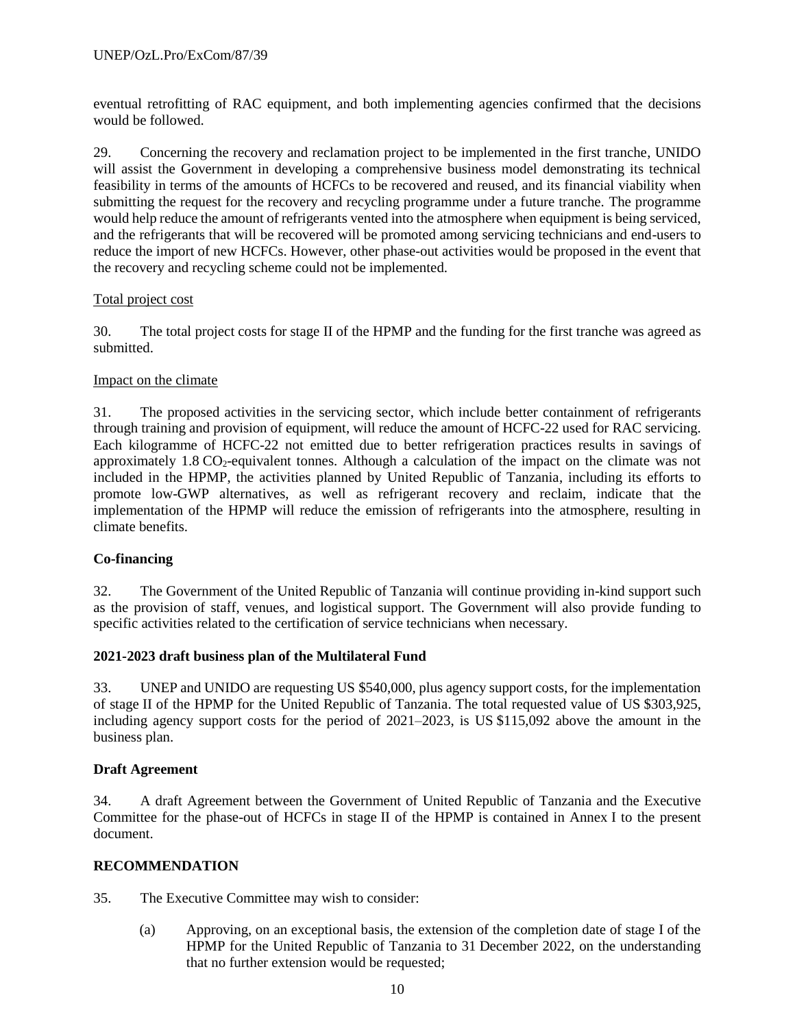eventual retrofitting of RAC equipment, and both implementing agencies confirmed that the decisions would be followed.

29. Concerning the recovery and reclamation project to be implemented in the first tranche, UNIDO will assist the Government in developing a comprehensive business model demonstrating its technical feasibility in terms of the amounts of HCFCs to be recovered and reused, and its financial viability when submitting the request for the recovery and recycling programme under a future tranche. The programme would help reduce the amount of refrigerants vented into the atmosphere when equipment is being serviced, and the refrigerants that will be recovered will be promoted among servicing technicians and end-users to reduce the import of new HCFCs. However, other phase-out activities would be proposed in the event that the recovery and recycling scheme could not be implemented.

Total project cost

30. The total project costs for stage II of the HPMP and the funding for the first tranche was agreed as submitted.

Impact on the climate

31. The proposed activities in the servicing sector, which include better containment of refrigerants through training and provision of equipment, will reduce the amount of HCFC-22 used for RAC servicing. Each kilogramme of HCFC-22 not emitted due to better refrigeration practices results in savings of approximately 1.8 $CO_2$-equivalent tonnes. Although a calculation of the impact on the climate was not included in the HPMP, the activities planned by United Republic of Tanzania, including its efforts to promote low-GWP alternatives, as well as refrigerant recovery and reclaim, indicate that the implementation of the HPMP will reduce the emission of refrigerants into the atmosphere, resulting in climate benefits.

**Co-financing**

32. The Government of the United Republic of Tanzania will continue providing in-kind support such as the provision of staff, venues, and logistical support. The Government will also provide funding to specific activities related to the certification of service technicians when necessary.

**2021-2023 draft business plan of the Multilateral Fund**

33. UNEP and UNIDO are requesting US $540,000, plus agency support costs, for the implementation of stage II of the HPMP for the United Republic of Tanzania. The total requested value of US $303,925, including agency support costs for the period of 2021–2023, is US $115,092 above the amount in the business plan.

**Draft Agreement**

34. A draft Agreement between the Government of United Republic of Tanzania and the Executive Committee for the phase-out of HCFCs in stage II of the HPMP is contained in Annex I to the present document.

**RECOMMENDATION**

35. The Executive Committee may wish to consider:

(a) Approving, on an exceptional basis, the extension of the completion date of stage I of the HPMP for the United Republic of Tanzania to 31 December 2022, on the understanding that no further extension would be requested;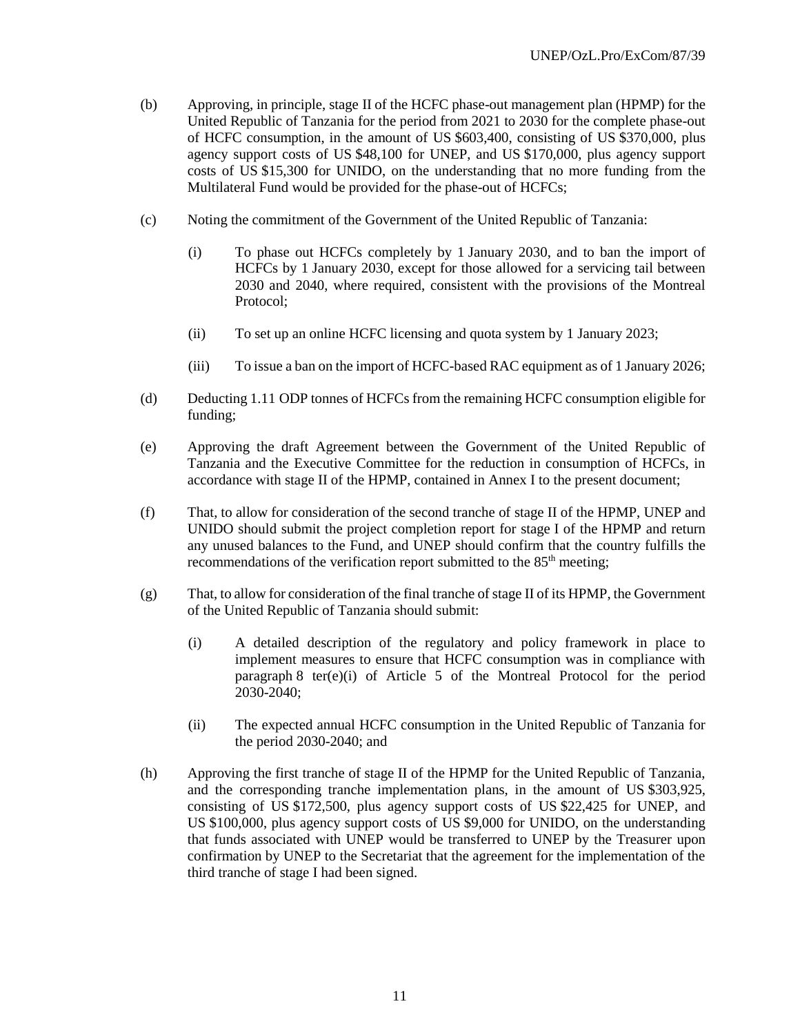(b) Approving, in principle, stage II of the HCFC phase-out management plan (HPMP) for the United Republic of Tanzania for the period from 2021 to 2030 for the complete phase-out of HCFC consumption, in the amount of US $603,400, consisting of US $370,000, plus agency support costs of US $48,100 for UNEP, and US $170,000, plus agency support costs of US $15,300 for UNIDO, on the understanding that no more funding from the Multilateral Fund would be provided for the phase-out of HCFCs;

(c) Noting the commitment of the Government of the United Republic of Tanzania:

 (i) To phase out HCFCs completely by 1 January 2030, and to ban the import of HCFCs by 1 January 2030, except for those allowed for a servicing tail between 2030 and 2040, where required, consistent with the provisions of the Montreal Protocol;

 (ii) To set up an online HCFC licensing and quota system by 1 January 2023;

 (iii) To issue a ban on the import of HCFC-based RAC equipment as of 1 January 2026;

(d) Deducting 1.11 ODP tonnes of HCFCs from the remaining HCFC consumption eligible for funding;

(e) Approving the draft Agreement between the Government of the United Republic of Tanzania and the Executive Committee for the reduction in consumption of HCFCs, in accordance with stage II of the HPMP, contained in Annex I to the present document;

(f) That, to allow for consideration of the second tranche of stage II of the HPMP, UNEP and UNIDO should submit the project completion report for stage I of the HPMP and return any unused balances to the Fund, and UNEP should confirm that the country fulfills the recommendations of the verification report submitted to the 85th meeting;

(g) That, to allow for consideration of the final tranche of stage II of its HPMP, the Government of the United Republic of Tanzania should submit:

 (i) A detailed description of the regulatory and policy framework in place to implement measures to ensure that HCFC consumption was in compliance with paragraph 8 ter(e)(i) of Article 5 of the Montreal Protocol for the period 2030-2040;

 (ii) The expected annual HCFC consumption in the United Republic of Tanzania for the period 2030-2040; and

(h) Approving the first tranche of stage II of the HPMP for the United Republic of Tanzania, and the corresponding tranche implementation plans, in the amount of US $303,925, consisting of US $172,500, plus agency support costs of US $22,425 for UNEP, and US $100,000, plus agency support costs of US $9,000 for UNIDO, on the understanding that funds associated with UNEP would be transferred to UNEP by the Treasurer upon confirmation by UNEP to the Secretariat that the agreement for the implementation of the third tranche of stage I had been signed.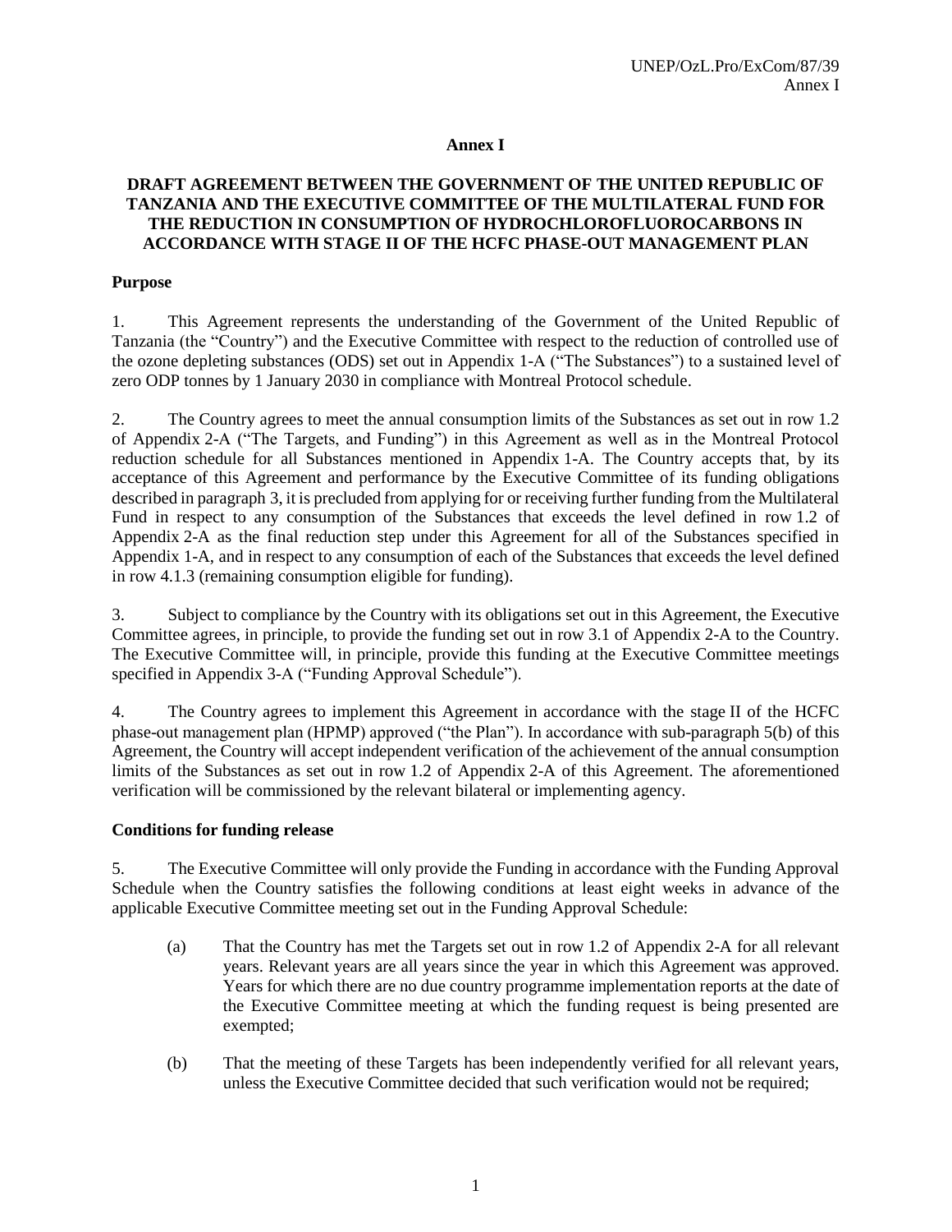# Annex I

## DRAFT AGREEMENT BETWEEN THE GOVERNMENT OF THE UNITED REPUBLIC OF TANZANIA AND THE EXECUTIVE COMMITTEE OF THE MULTILATERAL FUND FOR THE REDUCTION IN CONSUMPTION OF HYDROCHLOROFLUOROCARBONS IN ACCORDANCE WITH STAGE II OF THE HCFC PHASE-OUT MANAGEMENT PLAN

### Purpose

1. This Agreement represents the understanding of the Government of the United Republic of Tanzania (the "Country") and the Executive Committee with respect to the reduction of controlled use of the ozone depleting substances (ODS) set out in Appendix 1-A ("The Substances") to a sustained level of zero ODP tonnes by 1 January 2030 in compliance with Montreal Protocol schedule.

2. The Country agrees to meet the annual consumption limits of the Substances as set out in row 1.2 of Appendix 2-A ("The Targets, and Funding") in this Agreement as well as in the Montreal Protocol reduction schedule for all Substances mentioned in Appendix 1-A. The Country accepts that, by its acceptance of this Agreement and performance by the Executive Committee of its funding obligations described in paragraph 3, it is precluded from applying for or receiving further funding from the Multilateral Fund in respect to any consumption of the Substances that exceeds the level defined in row 1.2 of Appendix 2-A as the final reduction step under this Agreement for all of the Substances specified in Appendix 1-A, and in respect to any consumption of each of the Substances that exceeds the level defined in row 4.1.3 (remaining consumption eligible for funding).

3. Subject to compliance by the Country with its obligations set out in this Agreement, the Executive Committee agrees, in principle, to provide the funding set out in row 3.1 of Appendix 2-A to the Country. The Executive Committee will, in principle, provide this funding at the Executive Committee meetings specified in Appendix 3-A ("Funding Approval Schedule").

4. The Country agrees to implement this Agreement in accordance with the stage II of the HCFC phase-out management plan (HPMP) approved ("the Plan"). In accordance with sub-paragraph 5(b) of this Agreement, the Country will accept independent verification of the achievement of the annual consumption limits of the Substances as set out in row 1.2 of Appendix 2-A of this Agreement. The aforementioned verification will be commissioned by the relevant bilateral or implementing agency.

### Conditions for funding release

5. The Executive Committee will only provide the Funding in accordance with the Funding Approval Schedule when the Country satisfies the following conditions at least eight weeks in advance of the applicable Executive Committee meeting set out in the Funding Approval Schedule:

   (a) That the Country has met the Targets set out in row 1.2 of Appendix 2-A for all relevant years. Relevant years are all years since the year in which this Agreement was approved. Years for which there are no due country programme implementation reports at the date of the Executive Committee meeting at which the funding request is being presented are exempted;

   (b) That the meeting of these Targets has been independently verified for all relevant years, unless the Executive Committee decided that such verification would not be required;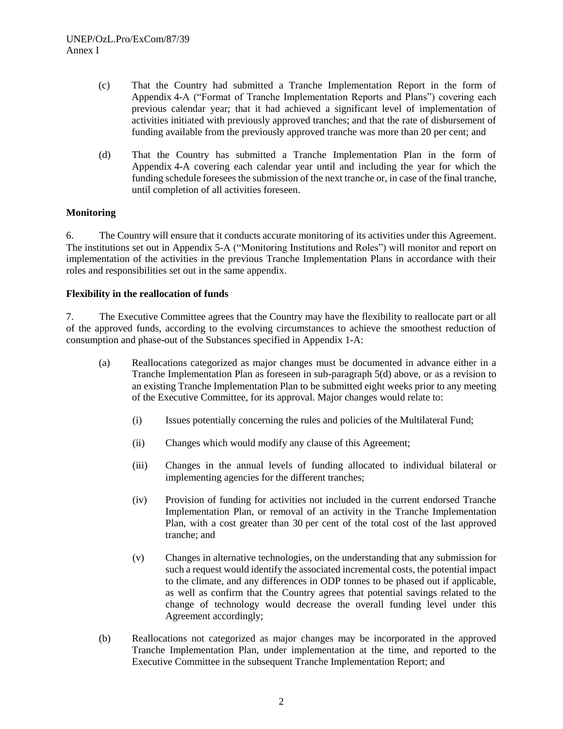(c) That the Country had submitted a Tranche Implementation Report in the form of Appendix 4-A ("Format of Tranche Implementation Reports and Plans") covering each previous calendar year; that it had achieved a significant level of implementation of activities initiated with previously approved tranches; and that the rate of disbursement of funding available from the previously approved tranche was more than 20 per cent; and

(d) That the Country has submitted a Tranche Implementation Plan in the form of Appendix 4-A covering each calendar year until and including the year for which the funding schedule foresees the submission of the next tranche or, in case of the final tranche, until completion of all activities foreseen.

**Monitoring**

6. The Country will ensure that it conducts accurate monitoring of its activities under this Agreement. The institutions set out in Appendix 5-A ("Monitoring Institutions and Roles") will monitor and report on implementation of the activities in the previous Tranche Implementation Plans in accordance with their roles and responsibilities set out in the same appendix.

**Flexibility in the reallocation of funds**

7. The Executive Committee agrees that the Country may have the flexibility to reallocate part or all of the approved funds, according to the evolving circumstances to achieve the smoothest reduction of consumption and phase-out of the Substances specified in Appendix 1-A:

(a) Reallocations categorized as major changes must be documented in advance either in a Tranche Implementation Plan as foreseen in sub-paragraph 5(d) above, or as a revision to an existing Tranche Implementation Plan to be submitted eight weeks prior to any meeting of the Executive Committee, for its approval. Major changes would relate to:

   (i) Issues potentially concerning the rules and policies of the Multilateral Fund;

   (ii) Changes which would modify any clause of this Agreement;

   (iii) Changes in the annual levels of funding allocated to individual bilateral or implementing agencies for the different tranches;

   (iv) Provision of funding for activities not included in the current endorsed Tranche Implementation Plan, or removal of an activity in the Tranche Implementation Plan, with a cost greater than 30 per cent of the total cost of the last approved tranche; and

   (v) Changes in alternative technologies, on the understanding that any submission for such a request would identify the associated incremental costs, the potential impact to the climate, and any differences in ODP tonnes to be phased out if applicable, as well as confirm that the Country agrees that potential savings related to the change of technology would decrease the overall funding level under this Agreement accordingly;

(b) Reallocations not categorized as major changes may be incorporated in the approved Tranche Implementation Plan, under implementation at the time, and reported to the Executive Committee in the subsequent Tranche Implementation Report; and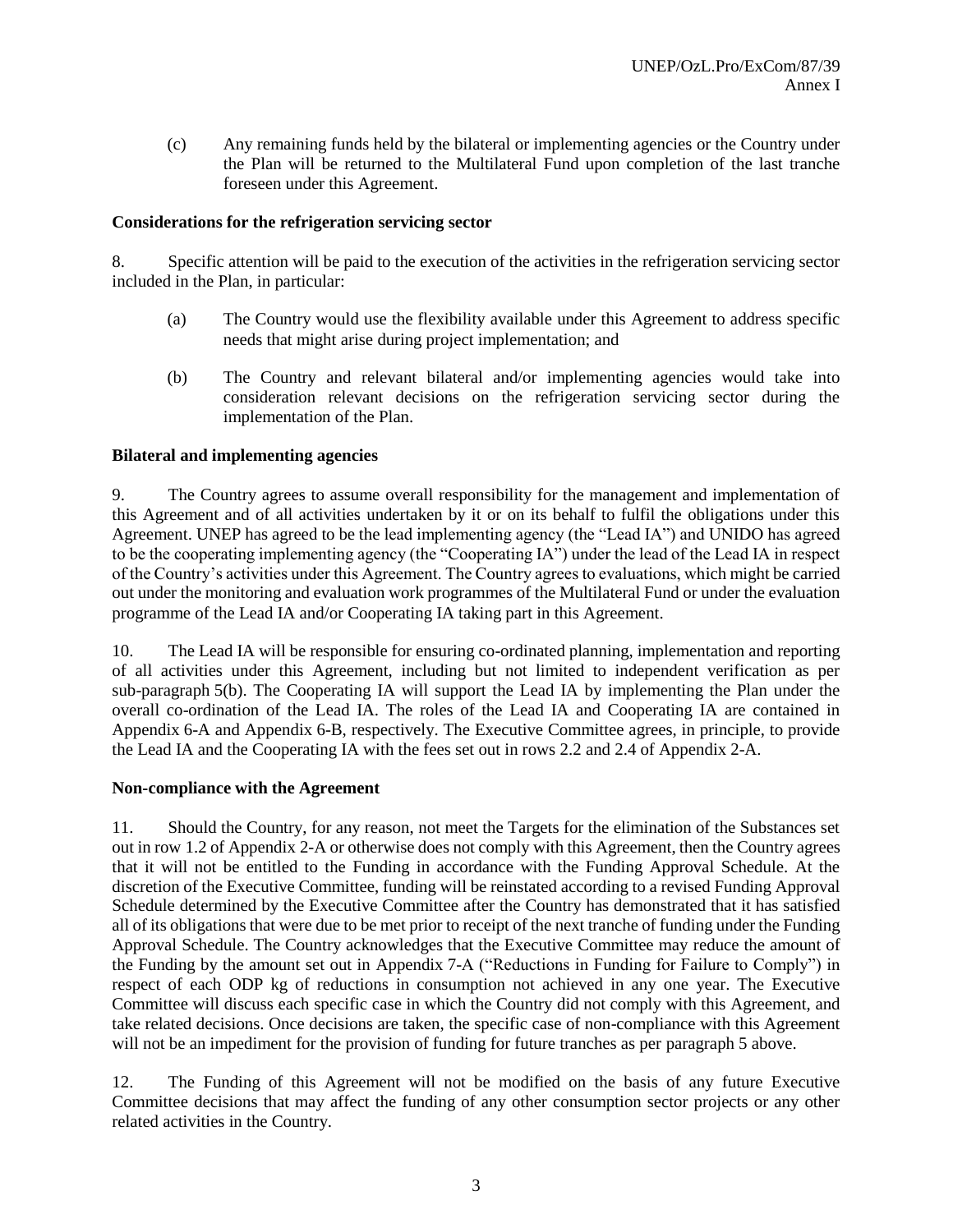(c) Any remaining funds held by the bilateral or implementing agencies or the Country under the Plan will be returned to the Multilateral Fund upon completion of the last tranche foreseen under this Agreement.

**Considerations for the refrigeration servicing sector**

8. Specific attention will be paid to the execution of the activities in the refrigeration servicing sector included in the Plan, in particular:

(a) The Country would use the flexibility available under this Agreement to address specific needs that might arise during project implementation; and

(b) The Country and relevant bilateral and/or implementing agencies would take into consideration relevant decisions on the refrigeration servicing sector during the implementation of the Plan.

**Bilateral and implementing agencies**

9. The Country agrees to assume overall responsibility for the management and implementation of this Agreement and of all activities undertaken by it or on its behalf to fulfil the obligations under this Agreement. UNEP has agreed to be the lead implementing agency (the "Lead IA") and UNIDO has agreed to be the cooperating implementing agency (the "Cooperating IA") under the lead of the Lead IA in respect of the Country's activities under this Agreement. The Country agrees to evaluations, which might be carried out under the monitoring and evaluation work programmes of the Multilateral Fund or under the evaluation programme of the Lead IA and/or Cooperating IA taking part in this Agreement.

10. The Lead IA will be responsible for ensuring co-ordinated planning, implementation and reporting of all activities under this Agreement, including but not limited to independent verification as per sub-paragraph 5(b). The Cooperating IA will support the Lead IA by implementing the Plan under the overall co-ordination of the Lead IA. The roles of the Lead IA and Cooperating IA are contained in Appendix 6-A and Appendix 6-B, respectively. The Executive Committee agrees, in principle, to provide the Lead IA and the Cooperating IA with the fees set out in rows 2.2 and 2.4 of Appendix 2-A.

**Non-compliance with the Agreement**

11. Should the Country, for any reason, not meet the Targets for the elimination of the Substances set out in row 1.2 of Appendix 2-A or otherwise does not comply with this Agreement, then the Country agrees that it will not be entitled to the Funding in accordance with the Funding Approval Schedule. At the discretion of the Executive Committee, funding will be reinstated according to a revised Funding Approval Schedule determined by the Executive Committee after the Country has demonstrated that it has satisfied all of its obligations that were due to be met prior to receipt of the next tranche of funding under the Funding Approval Schedule. The Country acknowledges that the Executive Committee may reduce the amount of the Funding by the amount set out in Appendix 7-A ("Reductions in Funding for Failure to Comply") in respect of each ODP kg of reductions in consumption not achieved in any one year. The Executive Committee will discuss each specific case in which the Country did not comply with this Agreement, and take related decisions. Once decisions are taken, the specific case of non-compliance with this Agreement will not be an impediment for the provision of funding for future tranches as per paragraph 5 above.

12. The Funding of this Agreement will not be modified on the basis of any future Executive Committee decisions that may affect the funding of any other consumption sector projects or any other related activities in the Country.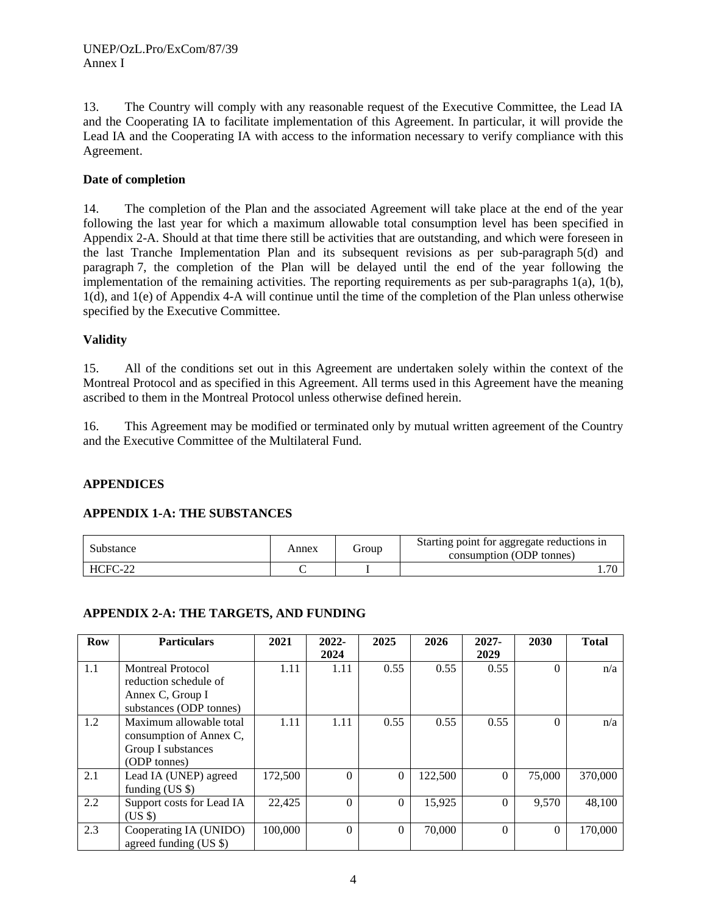13. The Country will comply with any reasonable request of the Executive Committee, the Lead IA and the Cooperating IA to facilitate implementation of this Agreement. In particular, it will provide the Lead IA and the Cooperating IA with access to the information necessary to verify compliance with this Agreement.

**Date of completion**

14. The completion of the Plan and the associated Agreement will take place at the end of the year following the last year for which a maximum allowable total consumption level has been specified in Appendix 2-A. Should at that time there still be activities that are outstanding, and which were foreseen in the last Tranche Implementation Plan and its subsequent revisions as per sub-paragraph 5(d) and paragraph 7, the completion of the Plan will be delayed until the end of the year following the implementation of the remaining activities. The reporting requirements as per sub-paragraphs 1(a), 1(b), 1(d), and 1(e) of Appendix 4-A will continue until the time of the completion of the Plan unless otherwise specified by the Executive Committee.

**Validity**

15. All of the conditions set out in this Agreement are undertaken solely within the context of the Montreal Protocol and as specified in this Agreement. All terms used in this Agreement have the meaning ascribed to them in the Montreal Protocol unless otherwise defined herein.

16. This Agreement may be modified or terminated only by mutual written agreement of the Country and the Executive Committee of the Multilateral Fund.

## APPENDICES

### APPENDIX 1-A: THE SUBSTANCES

| Substance | Annex | Group | Starting point for aggregate reductions in consumption (ODP tonnes) |
|---|---|---|---|
| HCFC-22 | C | I | 1.70 |

### APPENDIX 2-A: THE TARGETS, AND FUNDING

| Row | Particulars | 2021 | 2022-2024 | 2025 | 2026 | 2027-2029 | 2030 | Total |
|---|---|---|---|---|---|---|---|---|
| 1.1 | Montreal Protocol reduction schedule of Annex C, Group I substances (ODP tonnes) | 1.11 | 1.11 | 0.55 | 0.55 | 0.55 | 0 | n/a |
| 1.2 | Maximum allowable total consumption of Annex C, Group I substances (ODP tonnes) | 1.11 | 1.11 | 0.55 | 0.55 | 0.55 | 0 | n/a |
| 2.1 | Lead IA (UNEP) agreed funding (US $) | 172,500 | 0 | 0 | 122,500 | 0 | 75,000 | 370,000 |
| 2.2 | Support costs for Lead IA (US $) | 22,425 | 0 | 0 | 15,925 | 0 | 9,570 | 48,100 |
| 2.3 | Cooperating IA (UNIDO) agreed funding (US $) | 100,000 | 0 | 0 | 70,000 | 0 | 0 | 170,000 |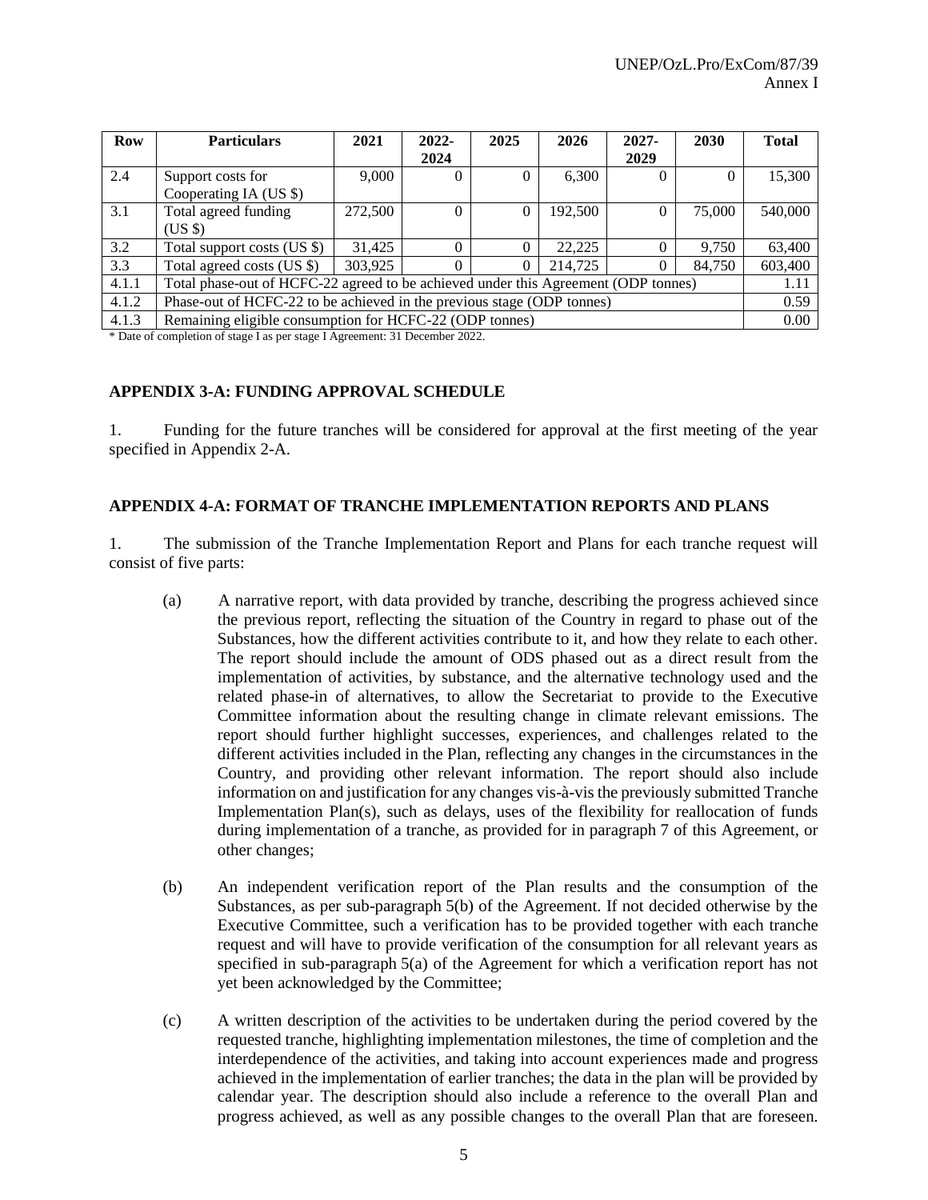| Row | Particulars | 2021 | 2022-2024 | 2025 | 2026 | 2027-2029 | 2030 | Total |
|---|---|---|---|---|---|---|---|---|
| 2.4 | Support costs for Cooperating IA (US $) | 9,000 | 0 | 0 | 6,300 | 0 | 0 | 15,300 |
| 3.1 | Total agreed funding (US $) | 272,500 | 0 | 0 | 192,500 | 0 | 75,000 | 540,000 |
| 3.2 | Total support costs (US $) | 31,425 | 0 | 0 | 22,225 | 0 | 9,750 | 63,400 |
| 3.3 | Total agreed costs (US $) | 303,925 | 0 | 0 | 214,725 | 0 | 84,750 | 603,400 |
| 4.1.1 | Total phase-out of HCFC-22 agreed to be achieved under this Agreement (ODP tonnes) | | | | | | | 1.11 |
| 4.1.2 | Phase-out of HCFC-22 to be achieved in the previous stage (ODP tonnes) | | | | | | | 0.59 |
| 4.1.3 | Remaining eligible consumption for HCFC-22 (ODP tonnes) | | | | | | | 0.00 |

\* Date of completion of stage I as per stage I Agreement: 31 December 2022.

**APPENDIX 3-A: FUNDING APPROVAL SCHEDULE**

1. Funding for the future tranches will be considered for approval at the first meeting of the year specified in Appendix 2-A.

**APPENDIX 4-A: FORMAT OF TRANCHE IMPLEMENTATION REPORTS AND PLANS**

1. The submission of the Tranche Implementation Report and Plans for each tranche request will consist of five parts:

(a) A narrative report, with data provided by tranche, describing the progress achieved since the previous report, reflecting the situation of the Country in regard to phase out of the Substances, how the different activities contribute to it, and how they relate to each other. The report should include the amount of ODS phased out as a direct result from the implementation of activities, by substance, and the alternative technology used and the related phase-in of alternatives, to allow the Secretariat to provide to the Executive Committee information about the resulting change in climate relevant emissions. The report should further highlight successes, experiences, and challenges related to the different activities included in the Plan, reflecting any changes in the circumstances in the Country, and providing other relevant information. The report should also include information on and justification for any changes vis-à-vis the previously submitted Tranche Implementation Plan(s), such as delays, uses of the flexibility for reallocation of funds during implementation of a tranche, as provided for in paragraph 7 of this Agreement, or other changes;

(b) An independent verification report of the Plan results and the consumption of the Substances, as per sub-paragraph 5(b) of the Agreement. If not decided otherwise by the Executive Committee, such a verification has to be provided together with each tranche request and will have to provide verification of the consumption for all relevant years as specified in sub-paragraph 5(a) of the Agreement for which a verification report has not yet been acknowledged by the Committee;

(c) A written description of the activities to be undertaken during the period covered by the requested tranche, highlighting implementation milestones, the time of completion and the interdependence of the activities, and taking into account experiences made and progress achieved in the implementation of earlier tranches; the data in the plan will be provided by calendar year. The description should also include a reference to the overall Plan and progress achieved, as well as any possible changes to the overall Plan that are foreseen.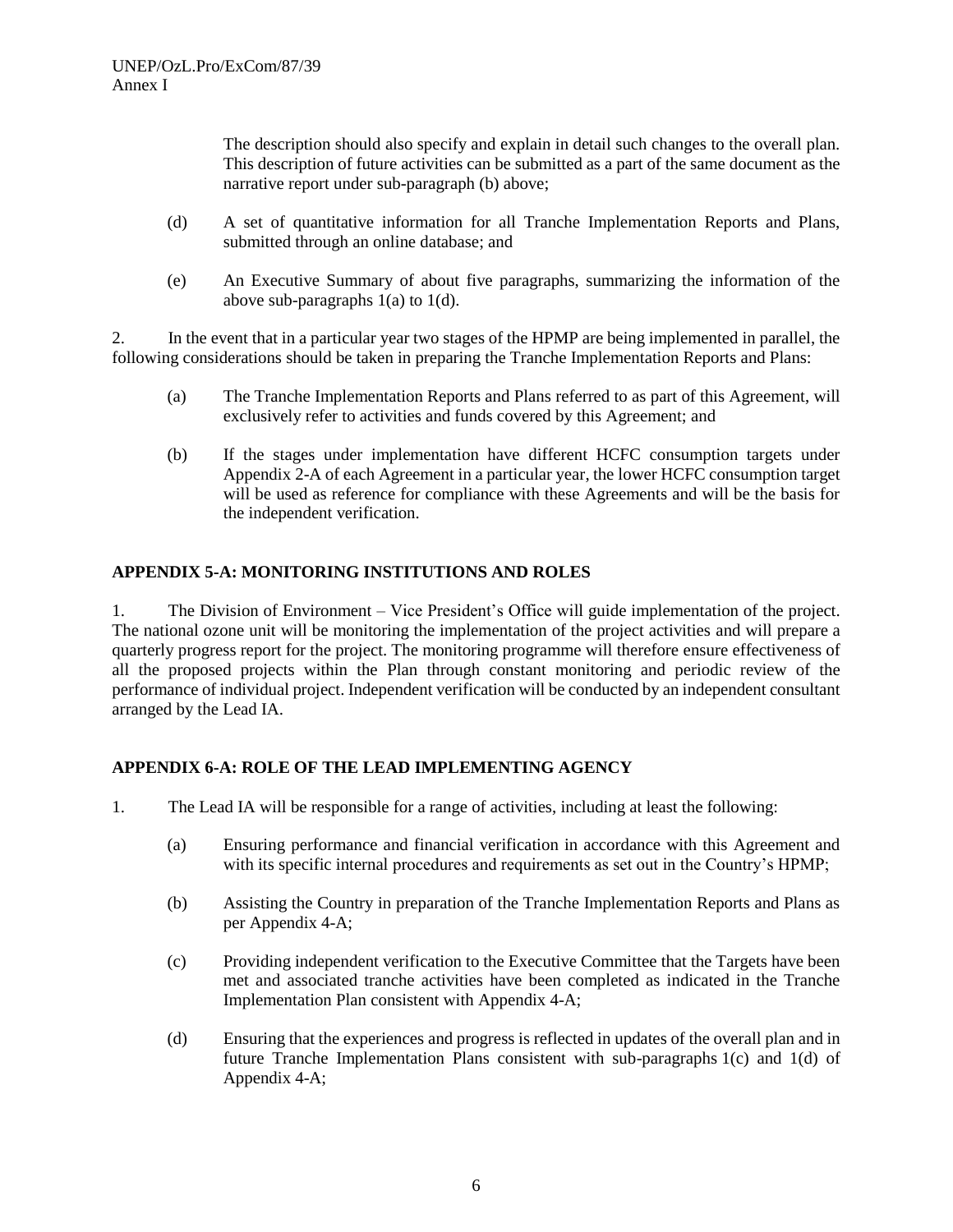The description should also specify and explain in detail such changes to the overall plan. This description of future activities can be submitted as a part of the same document as the narrative report under sub-paragraph (b) above;

(d) A set of quantitative information for all Tranche Implementation Reports and Plans, submitted through an online database; and

(e) An Executive Summary of about five paragraphs, summarizing the information of the above sub-paragraphs 1(a) to 1(d).

2. In the event that in a particular year two stages of the HPMP are being implemented in parallel, the following considerations should be taken in preparing the Tranche Implementation Reports and Plans:

(a) The Tranche Implementation Reports and Plans referred to as part of this Agreement, will exclusively refer to activities and funds covered by this Agreement; and

(b) If the stages under implementation have different HCFC consumption targets under Appendix 2-A of each Agreement in a particular year, the lower HCFC consumption target will be used as reference for compliance with these Agreements and will be the basis for the independent verification.

## APPENDIX 5-A: MONITORING INSTITUTIONS AND ROLES

1. The Division of Environment – Vice President's Office will guide implementation of the project. The national ozone unit will be monitoring the implementation of the project activities and will prepare a quarterly progress report for the project. The monitoring programme will therefore ensure effectiveness of all the proposed projects within the Plan through constant monitoring and periodic review of the performance of individual project. Independent verification will be conducted by an independent consultant arranged by the Lead IA.

## APPENDIX 6-A: ROLE OF THE LEAD IMPLEMENTING AGENCY

1. The Lead IA will be responsible for a range of activities, including at least the following:

(a) Ensuring performance and financial verification in accordance with this Agreement and with its specific internal procedures and requirements as set out in the Country's HPMP;

(b) Assisting the Country in preparation of the Tranche Implementation Reports and Plans as per Appendix 4-A;

(c) Providing independent verification to the Executive Committee that the Targets have been met and associated tranche activities have been completed as indicated in the Tranche Implementation Plan consistent with Appendix 4-A;

(d) Ensuring that the experiences and progress is reflected in updates of the overall plan and in future Tranche Implementation Plans consistent with sub-paragraphs 1(c) and 1(d) of Appendix 4-A;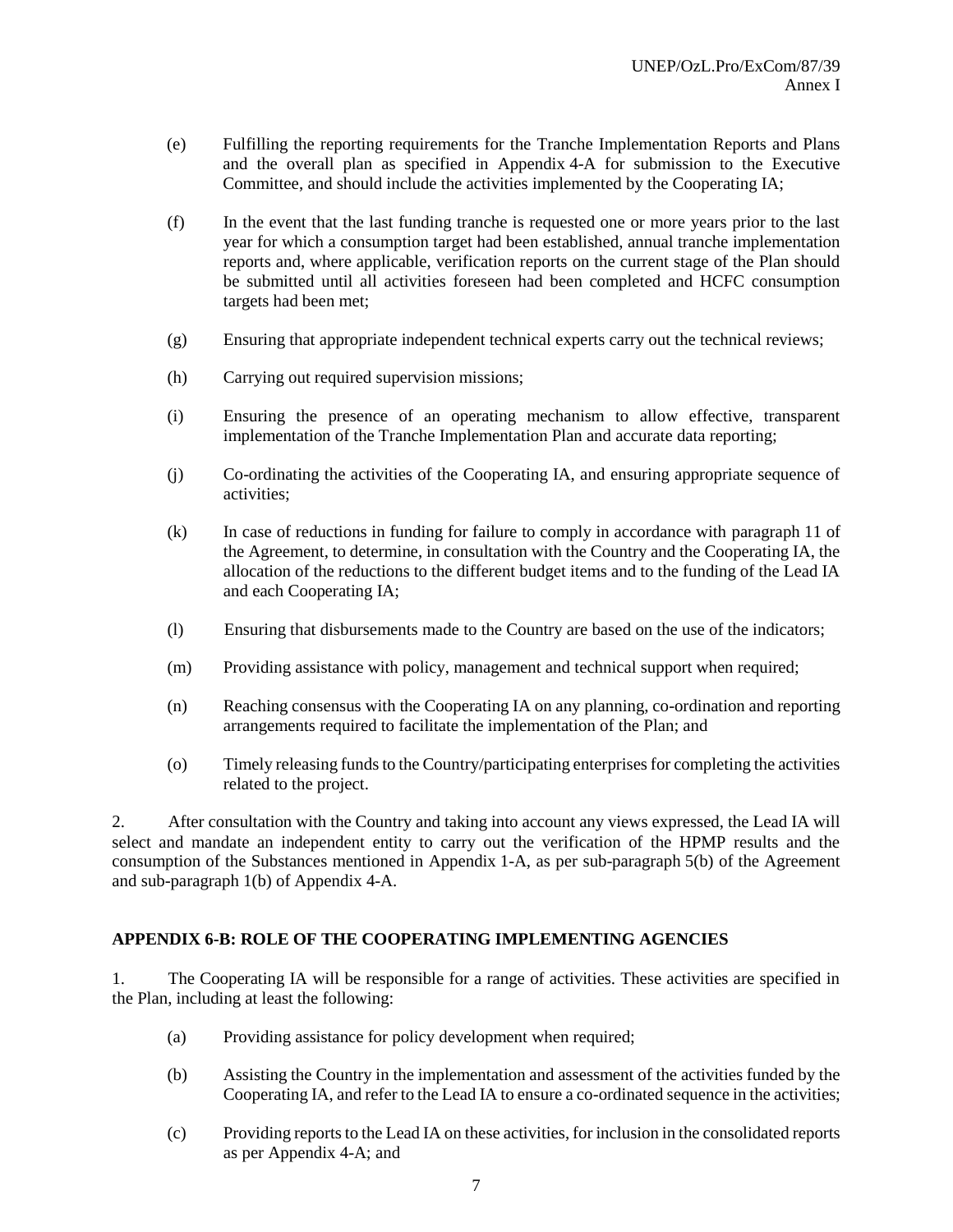(e) Fulfilling the reporting requirements for the Tranche Implementation Reports and Plans and the overall plan as specified in Appendix 4-A for submission to the Executive Committee, and should include the activities implemented by the Cooperating IA;

(f) In the event that the last funding tranche is requested one or more years prior to the last year for which a consumption target had been established, annual tranche implementation reports and, where applicable, verification reports on the current stage of the Plan should be submitted until all activities foreseen had been completed and HCFC consumption targets had been met;

(g) Ensuring that appropriate independent technical experts carry out the technical reviews;

(h) Carrying out required supervision missions;

(i) Ensuring the presence of an operating mechanism to allow effective, transparent implementation of the Tranche Implementation Plan and accurate data reporting;

(j) Co-ordinating the activities of the Cooperating IA, and ensuring appropriate sequence of activities;

(k) In case of reductions in funding for failure to comply in accordance with paragraph 11 of the Agreement, to determine, in consultation with the Country and the Cooperating IA, the allocation of the reductions to the different budget items and to the funding of the Lead IA and each Cooperating IA;

(l) Ensuring that disbursements made to the Country are based on the use of the indicators;

(m) Providing assistance with policy, management and technical support when required;

(n) Reaching consensus with the Cooperating IA on any planning, co-ordination and reporting arrangements required to facilitate the implementation of the Plan; and

(o) Timely releasing funds to the Country/participating enterprises for completing the activities related to the project.

2. After consultation with the Country and taking into account any views expressed, the Lead IA will select and mandate an independent entity to carry out the verification of the HPMP results and the consumption of the Substances mentioned in Appendix 1-A, as per sub-paragraph 5(b) of the Agreement and sub-paragraph 1(b) of Appendix 4-A.

**APPENDIX 6-B: ROLE OF THE COOPERATING IMPLEMENTING AGENCIES**

1. The Cooperating IA will be responsible for a range of activities. These activities are specified in the Plan, including at least the following:

(a) Providing assistance for policy development when required;

(b) Assisting the Country in the implementation and assessment of the activities funded by the Cooperating IA, and refer to the Lead IA to ensure a co-ordinated sequence in the activities;

(c) Providing reports to the Lead IA on these activities, for inclusion in the consolidated reports as per Appendix 4-A; and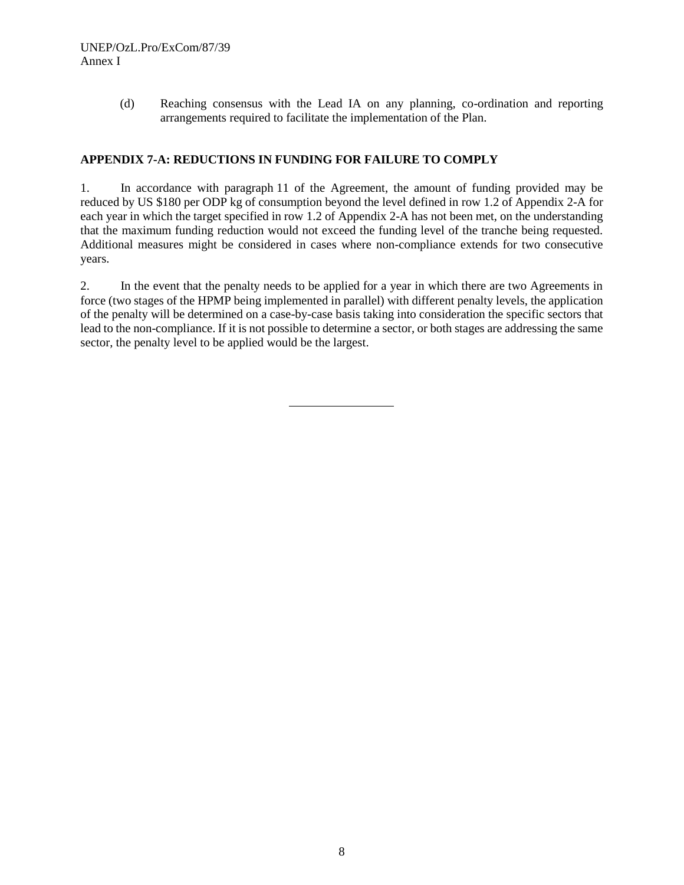(d) Reaching consensus with the Lead IA on any planning, co-ordination and reporting arrangements required to facilitate the implementation of the Plan.

## APPENDIX 7-A: REDUCTIONS IN FUNDING FOR FAILURE TO COMPLY

1. In accordance with paragraph 11 of the Agreement, the amount of funding provided may be reduced by US $180 per ODP kg of consumption beyond the level defined in row 1.2 of Appendix 2-A for each year in which the target specified in row 1.2 of Appendix 2-A has not been met, on the understanding that the maximum funding reduction would not exceed the funding level of the tranche being requested. Additional measures might be considered in cases where non-compliance extends for two consecutive years.

2. In the event that the penalty needs to be applied for a year in which there are two Agreements in force (two stages of the HPMP being implemented in parallel) with different penalty levels, the application of the penalty will be determined on a case-by-case basis taking into consideration the specific sectors that lead to the non-compliance. If it is not possible to determine a sector, or both stages are addressing the same sector, the penalty level to be applied would be the largest.